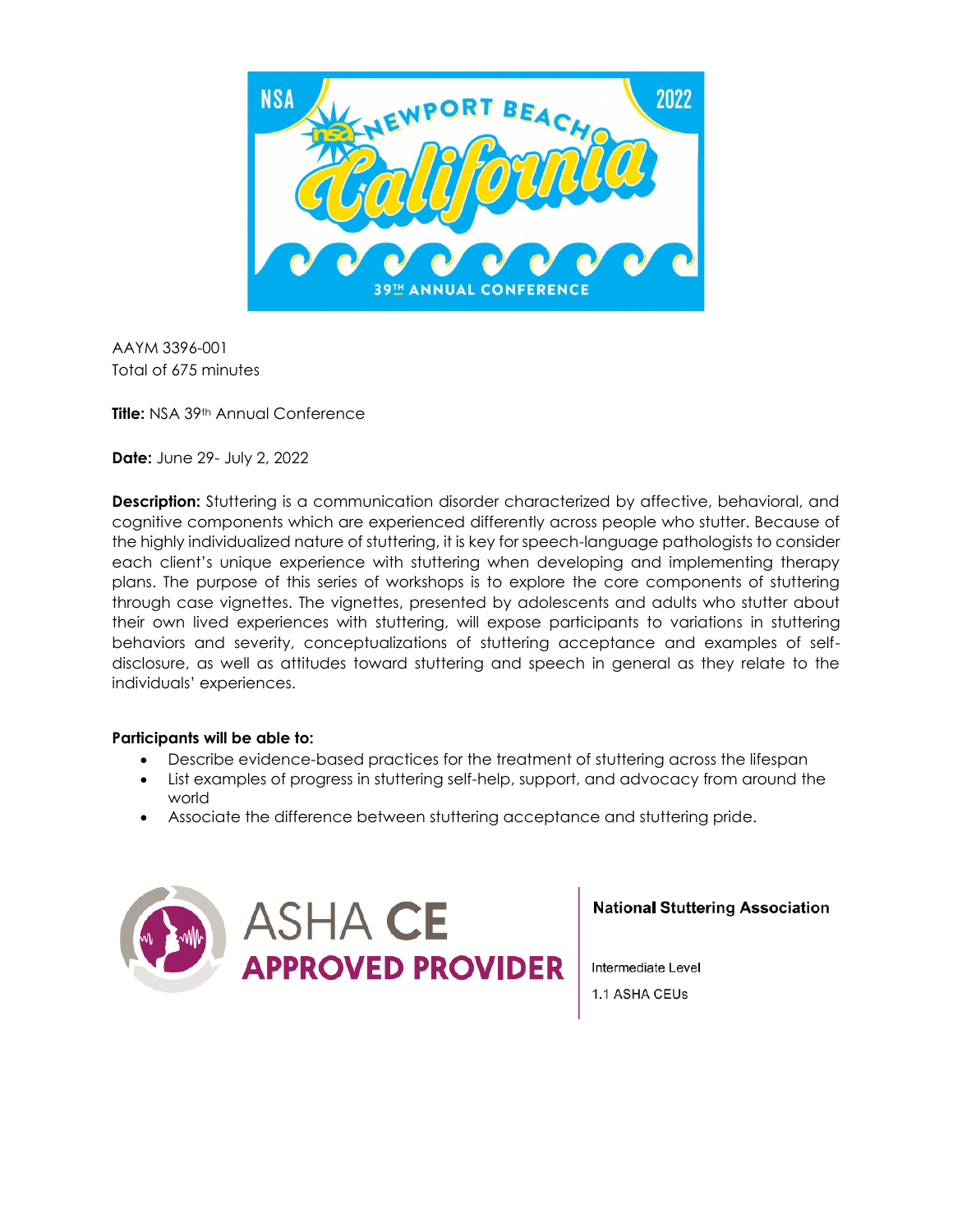AAYM 3396-001
Total of 675 minutes

**Title:** NSA 39th Annual Conference

**Date:** June 29- July 2, 2022

**Description:** Stuttering is a communication disorder characterized by affective, behavioral, and cognitive components which are experienced differently across people who stutter. Because of the highly individualized nature of stuttering, it is key for speech-language pathologists to consider each client's unique experience with stuttering when developing and implementing therapy plans. The purpose of this series of workshops is to explore the core components of stuttering through case vignettes. The vignettes, presented by adolescents and adults who stutter about their own lived experiences with stuttering, will expose participants to variations in stuttering behaviors and severity, conceptualizations of stuttering acceptance and examples of self-disclosure, as well as attitudes toward stuttering and speech in general as they relate to the individuals' experiences.

**Participants will be able to:**

- Describe evidence-based practices for the treatment of stuttering across the lifespan
- List examples of progress in stuttering self-help, support, and advocacy from around the world
- Associate the difference between stuttering acceptance and stuttering pride.

ASHA CE APPROVED PROVIDER

**National Stuttering Association**

Intermediate Level

1.1 ASHA CEUs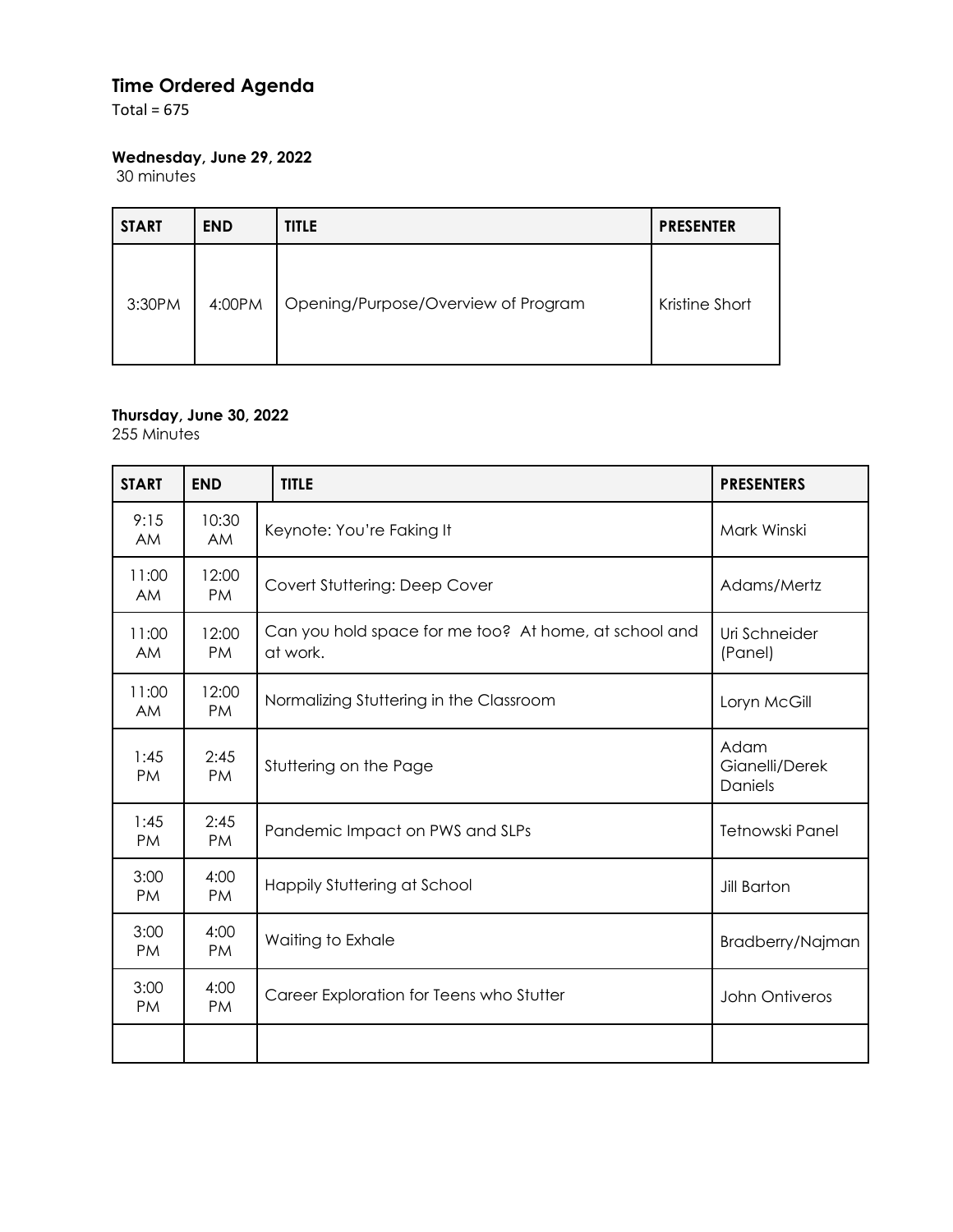## Time Ordered Agenda

Total = 675

### Wednesday, June 29, 2022

30 minutes

| START | END | TITLE | PRESENTER |
|---|---|---|---|
| 3:30PM | 4:00PM | Opening/Purpose/Overview of Program | Kristine Short |

### Thursday, June 30, 2022

255 Minutes

| START | END | TITLE | PRESENTERS |
|---|---|---|---|
| 9:15 AM | 10:30 AM | Keynote: You're Faking It | Mark Winski |
| 11:00 AM | 12:00 PM | Covert Stuttering: Deep Cover | Adams/Mertz |
| 11:00 AM | 12:00 PM | Can you hold space for me too? At home, at school and at work. | Uri Schneider (Panel) |
| 11:00 AM | 12:00 PM | Normalizing Stuttering in the Classroom | Loryn McGill |
| 1:45 PM | 2:45 PM | Stuttering on the Page | Adam Gianelli/Derek Daniels |
| 1:45 PM | 2:45 PM | Pandemic Impact on PWS and SLPs | Tetnowski Panel |
| 3:00 PM | 4:00 PM | Happily Stuttering at School | Jill Barton |
| 3:00 PM | 4:00 PM | Waiting to Exhale | Bradberry/Najman |
| 3:00 PM | 4:00 PM | Career Exploration for Teens who Stutter | John Ontiveros |
| | | | |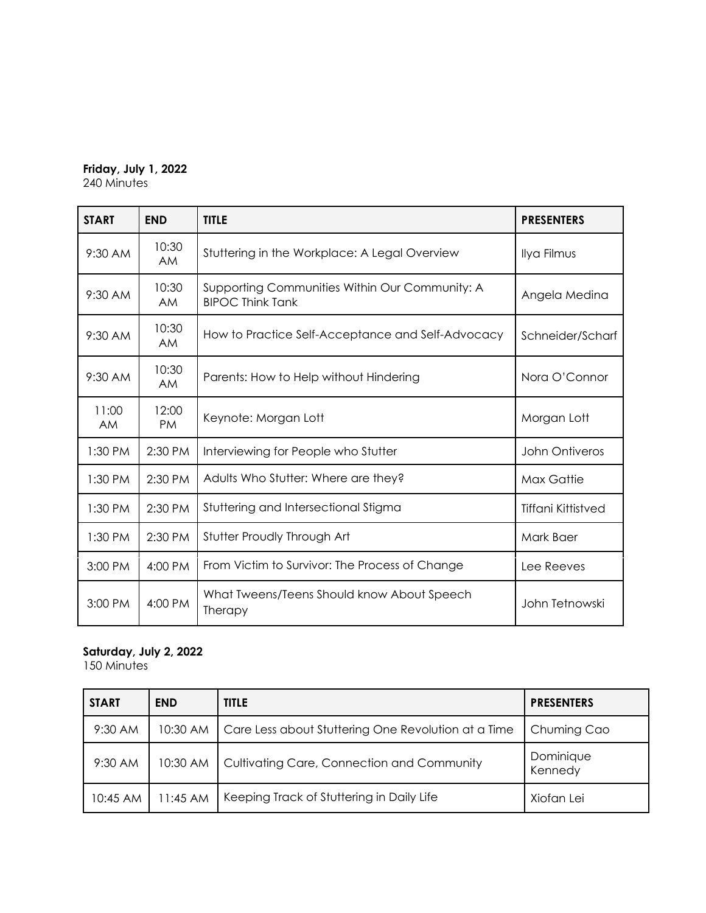**Friday, July 1, 2022**
240 Minutes

| START | END | TITLE | PRESENTERS |
|---|---|---|---|
| 9:30 AM | 10:30 AM | Stuttering in the Workplace: A Legal Overview | Ilya Filmus |
| 9:30 AM | 10:30 AM | Supporting Communities Within Our Community: A BIPOC Think Tank | Angela Medina |
| 9:30 AM | 10:30 AM | How to Practice Self-Acceptance and Self-Advocacy | Schneider/Scharf |
| 9:30 AM | 10:30 AM | Parents: How to Help without Hindering | Nora O'Connor |
| 11:00 AM | 12:00 PM | Keynote: Morgan Lott | Morgan Lott |
| 1:30 PM | 2:30 PM | Interviewing for People who Stutter | John Ontiveros |
| 1:30 PM | 2:30 PM | Adults Who Stutter: Where are they? | Max Gattie |
| 1:30 PM | 2:30 PM | Stuttering and Intersectional Stigma | Tiffani Kittistved |
| 1:30 PM | 2:30 PM | Stutter Proudly Through Art | Mark Baer |
| 3:00 PM | 4:00 PM | From Victim to Survivor: The Process of Change | Lee Reeves |
| 3:00 PM | 4:00 PM | What Tweens/Teens Should know About Speech Therapy | John Tetnowski |

**Saturday, July 2, 2022**
150 Minutes

| START | END | TITLE | PRESENTERS |
|---|---|---|---|
| 9:30 AM | 10:30 AM | Care Less about Stuttering One Revolution at a Time | Chuming Cao |
| 9:30 AM | 10:30 AM | Cultivating Care, Connection and Community | Dominique Kennedy |
| 10:45 AM | 11:45 AM | Keeping Track of Stuttering in Daily Life | Xiofan Lei |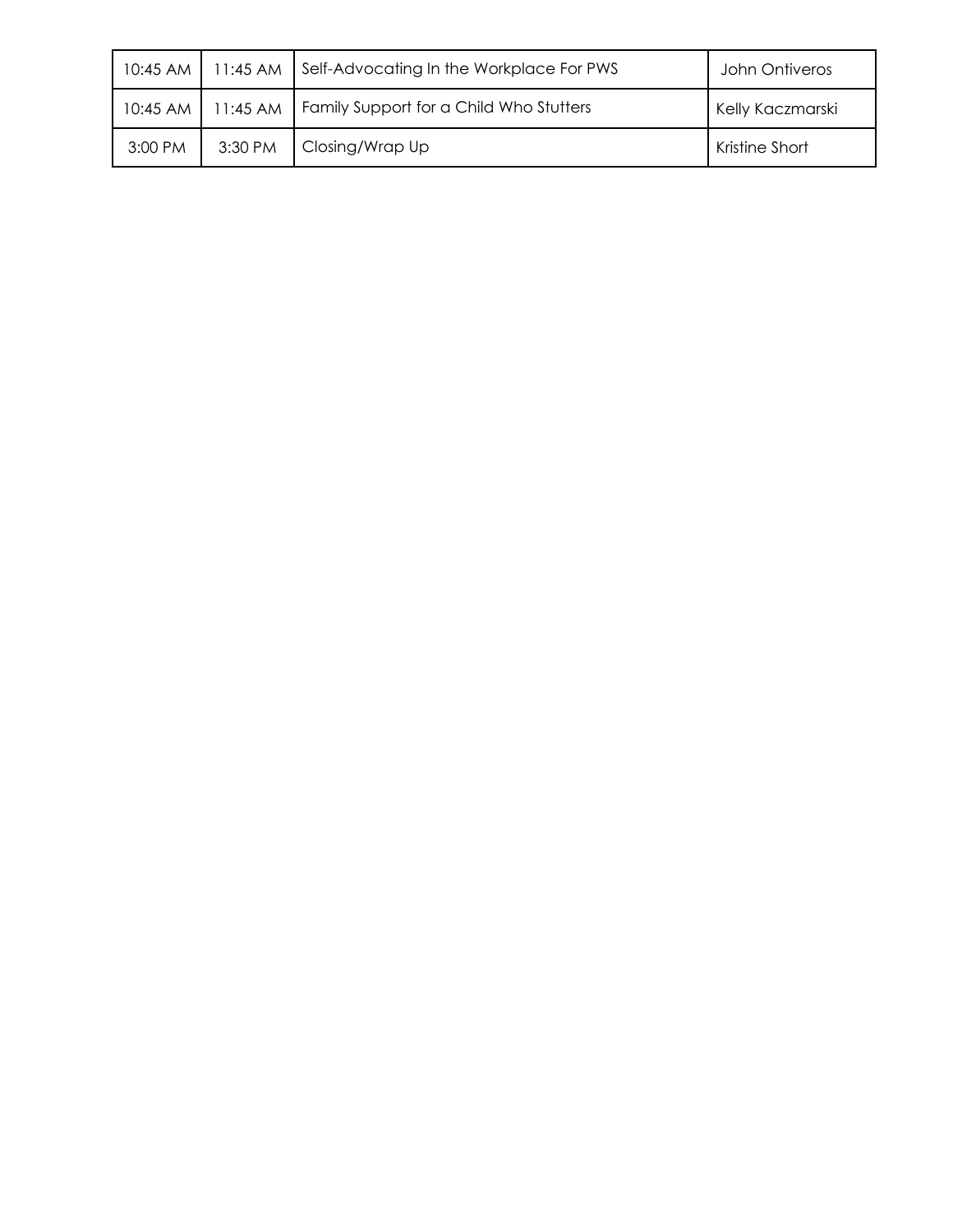| | | | |
|---|---|---|---|
| 10:45 AM | 11:45 AM | Self-Advocating In the Workplace For PWS | John Ontiveros |
| 10:45 AM | 11:45 AM | Family Support for a Child Who Stutters | Kelly Kaczmarski |
| 3:00 PM | 3:30 PM | Closing/Wrap Up | Kristine Short |